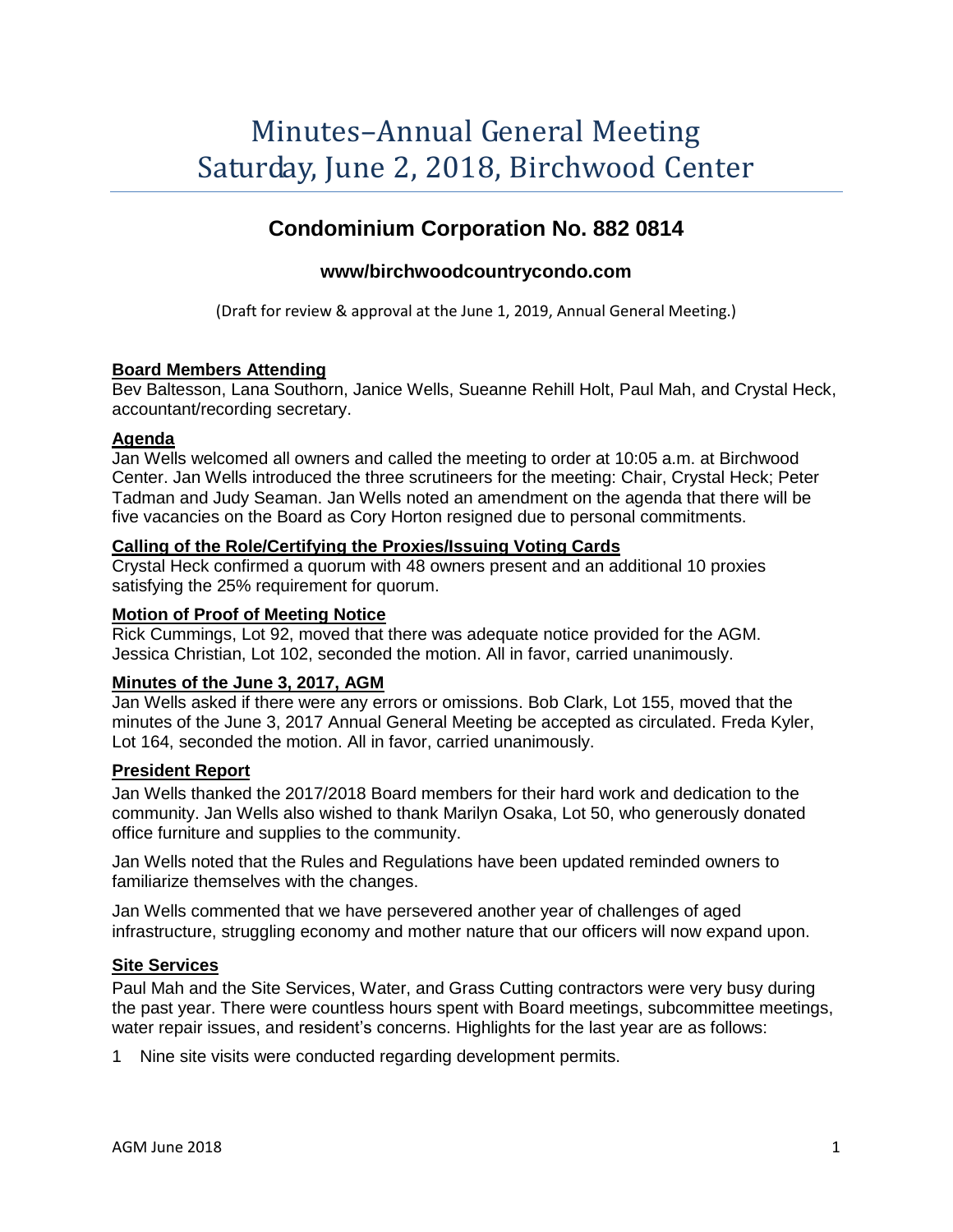# Minutes–Annual General Meeting
# Saturday, June 2, 2018, Birchwood Center

## Condominium Corporation No. 882 0814

### www/birchwoodcountrycondo.com

(Draft for review & approval at the June 1, 2019, Annual General Meeting.)

**Board Members Attending**

Bev Baltesson, Lana Southorn, Janice Wells, Sueanne Rehill Holt, Paul Mah, and Crystal Heck, accountant/recording secretary.

**Agenda**

Jan Wells welcomed all owners and called the meeting to order at 10:05 a.m. at Birchwood Center. Jan Wells introduced the three scrutineers for the meeting: Chair, Crystal Heck; Peter Tadman and Judy Seaman. Jan Wells noted an amendment on the agenda that there will be five vacancies on the Board as Cory Horton resigned due to personal commitments.

**Calling of the Role/Certifying the Proxies/Issuing Voting Cards**

Crystal Heck confirmed a quorum with 48 owners present and an additional 10 proxies satisfying the 25% requirement for quorum.

**Motion of Proof of Meeting Notice**

Rick Cummings, Lot 92, moved that there was adequate notice provided for the AGM. Jessica Christian, Lot 102, seconded the motion. All in favor, carried unanimously.

**Minutes of the June 3, 2017, AGM**

Jan Wells asked if there were any errors or omissions. Bob Clark, Lot 155, moved that the minutes of the June 3, 2017 Annual General Meeting be accepted as circulated. Freda Kyler, Lot 164, seconded the motion. All in favor, carried unanimously.

**President Report**

Jan Wells thanked the 2017/2018 Board members for their hard work and dedication to the community. Jan Wells also wished to thank Marilyn Osaka, Lot 50, who generously donated office furniture and supplies to the community.

Jan Wells noted that the Rules and Regulations have been updated reminded owners to familiarize themselves with the changes.

Jan Wells commented that we have persevered another year of challenges of aged infrastructure, struggling economy and mother nature that our officers will now expand upon.

**Site Services**

Paul Mah and the Site Services, Water, and Grass Cutting contractors were very busy during the past year. There were countless hours spent with Board meetings, subcommittee meetings, water repair issues, and resident's concerns. Highlights for the last year are as follows:

1 Nine site visits were conducted regarding development permits.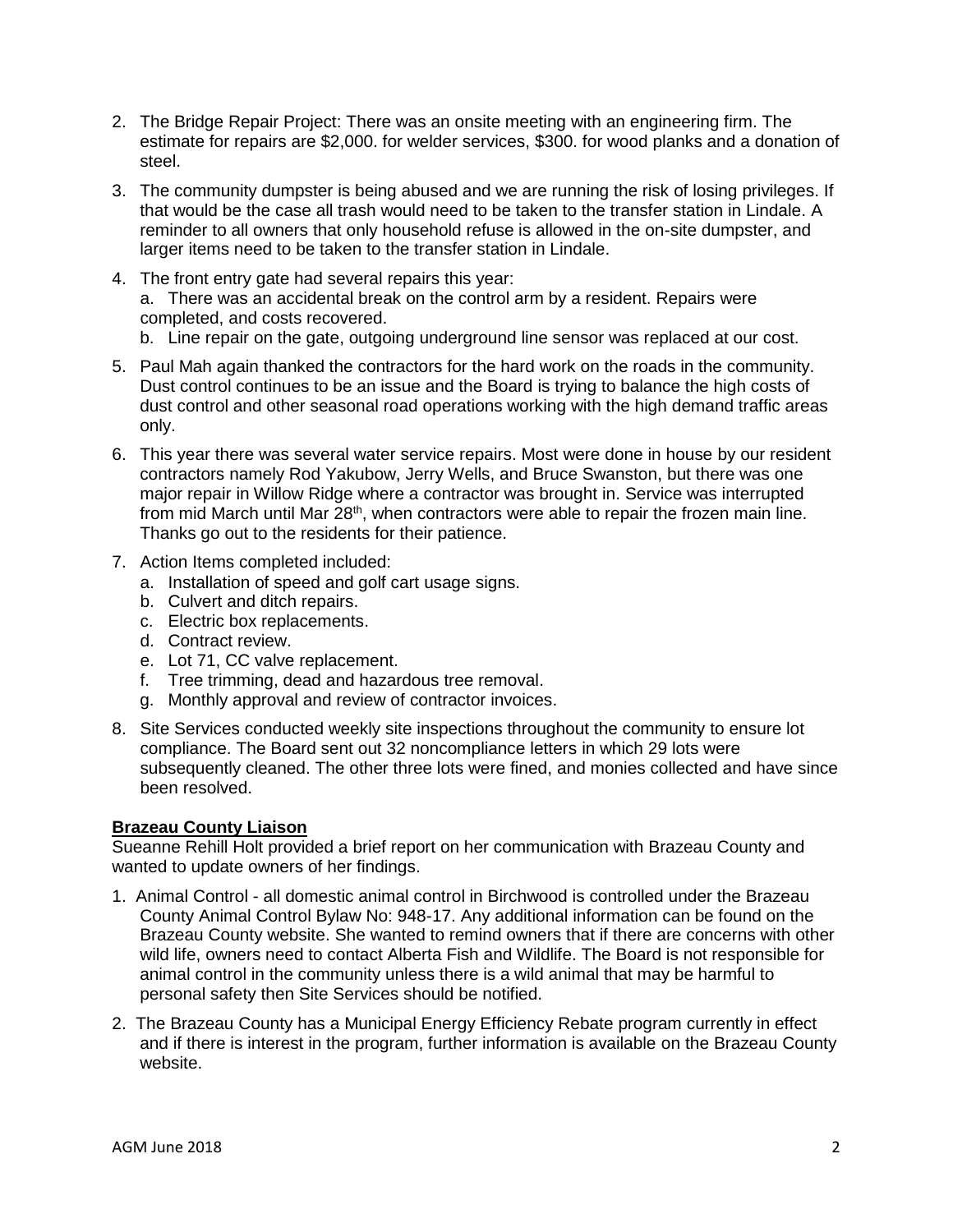2. The Bridge Repair Project: There was an onsite meeting with an engineering firm. The estimate for repairs are $2,000. for welder services, $300. for wood planks and a donation of steel.
3. The community dumpster is being abused and we are running the risk of losing privileges. If that would be the case all trash would need to be taken to the transfer station in Lindale. A reminder to all owners that only household refuse is allowed in the on-site dumpster, and larger items need to be taken to the transfer station in Lindale.
4. The front entry gate had several repairs this year:
   a. There was an accidental break on the control arm by a resident. Repairs were completed, and costs recovered.
   b. Line repair on the gate, outgoing underground line sensor was replaced at our cost.
5. Paul Mah again thanked the contractors for the hard work on the roads in the community. Dust control continues to be an issue and the Board is trying to balance the high costs of dust control and other seasonal road operations working with the high demand traffic areas only.
6. This year there was several water service repairs. Most were done in house by our resident contractors namely Rod Yakubow, Jerry Wells, and Bruce Swanston, but there was one major repair in Willow Ridge where a contractor was brought in. Service was interrupted from mid March until Mar 28th, when contractors were able to repair the frozen main line. Thanks go out to the residents for their patience.
7. Action Items completed included:
   a. Installation of speed and golf cart usage signs.
   b. Culvert and ditch repairs.
   c. Electric box replacements.
   d. Contract review.
   e. Lot 71, CC valve replacement.
   f. Tree trimming, dead and hazardous tree removal.
   g. Monthly approval and review of contractor invoices.
8. Site Services conducted weekly site inspections throughout the community to ensure lot compliance. The Board sent out 32 noncompliance letters in which 29 lots were subsequently cleaned. The other three lots were fined, and monies collected and have since been resolved.

**Brazeau County Liaison**

Sueanne Rehill Holt provided a brief report on her communication with Brazeau County and wanted to update owners of her findings.

1. Animal Control - all domestic animal control in Birchwood is controlled under the Brazeau County Animal Control Bylaw No: 948-17. Any additional information can be found on the Brazeau County website. She wanted to remind owners that if there are concerns with other wild life, owners need to contact Alberta Fish and Wildlife. The Board is not responsible for animal control in the community unless there is a wild animal that may be harmful to personal safety then Site Services should be notified.
2. The Brazeau County has a Municipal Energy Efficiency Rebate program currently in effect and if there is interest in the program, further information is available on the Brazeau County website.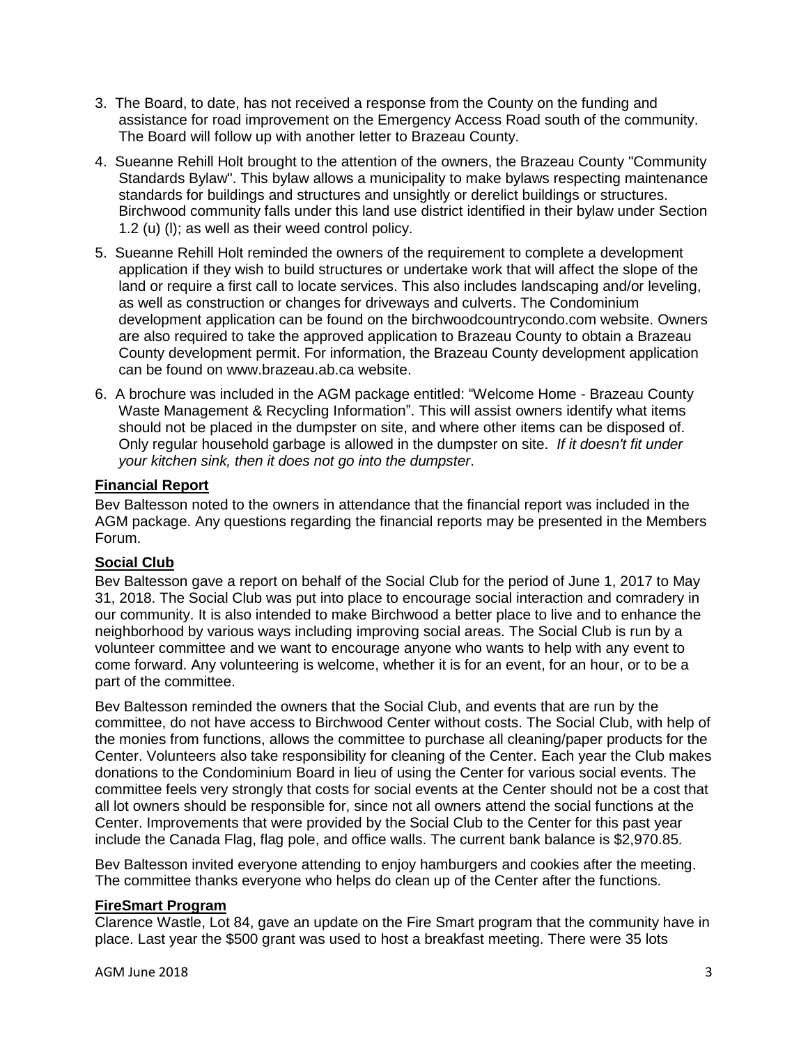3. The Board, to date, has not received a response from the County on the funding and assistance for road improvement on the Emergency Access Road south of the community. The Board will follow up with another letter to Brazeau County.
4. Sueanne Rehill Holt brought to the attention of the owners, the Brazeau County "Community Standards Bylaw". This bylaw allows a municipality to make bylaws respecting maintenance standards for buildings and structures and unsightly or derelict buildings or structures. Birchwood community falls under this land use district identified in their bylaw under Section 1.2 (u) (l); as well as their weed control policy.
5. Sueanne Rehill Holt reminded the owners of the requirement to complete a development application if they wish to build structures or undertake work that will affect the slope of the land or require a first call to locate services. This also includes landscaping and/or leveling, as well as construction or changes for driveways and culverts. The Condominium development application can be found on the birchwoodcountrycondo.com website. Owners are also required to take the approved application to Brazeau County to obtain a Brazeau County development permit. For information, the Brazeau County development application can be found on www.brazeau.ab.ca website.
6. A brochure was included in the AGM package entitled: "Welcome Home - Brazeau County Waste Management & Recycling Information". This will assist owners identify what items should not be placed in the dumpster on site, and where other items can be disposed of. Only regular household garbage is allowed in the dumpster on site. *If it doesn't fit under your kitchen sink, then it does not go into the dumpster*.

**Financial Report**

Bev Baltesson noted to the owners in attendance that the financial report was included in the AGM package. Any questions regarding the financial reports may be presented in the Members Forum.

**Social Club**

Bev Baltesson gave a report on behalf of the Social Club for the period of June 1, 2017 to May 31, 2018. The Social Club was put into place to encourage social interaction and comradery in our community. It is also intended to make Birchwood a better place to live and to enhance the neighborhood by various ways including improving social areas. The Social Club is run by a volunteer committee and we want to encourage anyone who wants to help with any event to come forward. Any volunteering is welcome, whether it is for an event, for an hour, or to be a part of the committee.

Bev Baltesson reminded the owners that the Social Club, and events that are run by the committee, do not have access to Birchwood Center without costs. The Social Club, with help of the monies from functions, allows the committee to purchase all cleaning/paper products for the Center. Volunteers also take responsibility for cleaning of the Center. Each year the Club makes donations to the Condominium Board in lieu of using the Center for various social events. The committee feels very strongly that costs for social events at the Center should not be a cost that all lot owners should be responsible for, since not all owners attend the social functions at the Center. Improvements that were provided by the Social Club to the Center for this past year include the Canada Flag, flag pole, and office walls. The current bank balance is $2,970.85.

Bev Baltesson invited everyone attending to enjoy hamburgers and cookies after the meeting. The committee thanks everyone who helps do clean up of the Center after the functions.

**FireSmart Program**

Clarence Wastle, Lot 84, gave an update on the Fire Smart program that the community have in place. Last year the $500 grant was used to host a breakfast meeting. There were 35 lots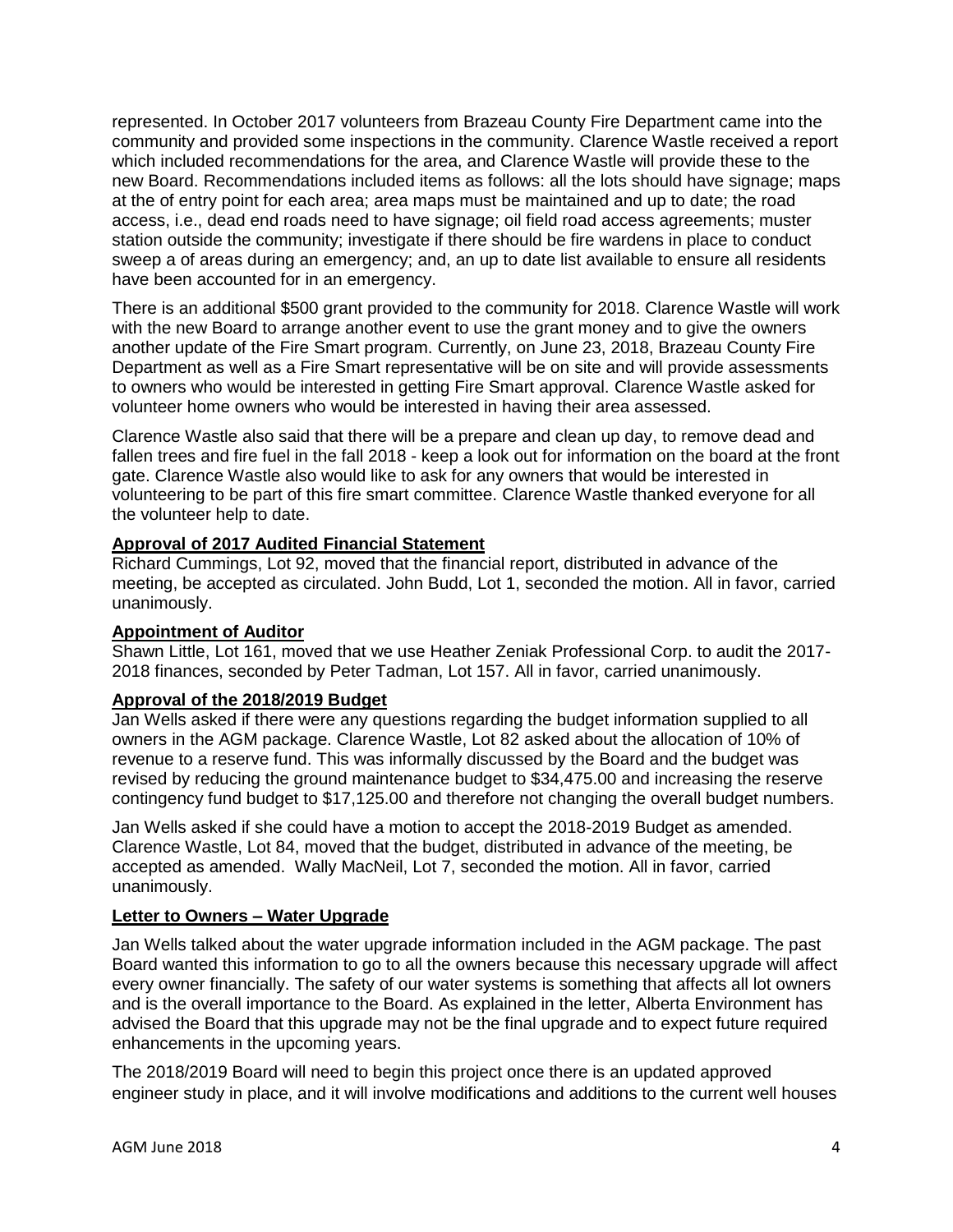represented. In October 2017 volunteers from Brazeau County Fire Department came into the community and provided some inspections in the community. Clarence Wastle received a report which included recommendations for the area, and Clarence Wastle will provide these to the new Board. Recommendations included items as follows: all the lots should have signage; maps at the of entry point for each area; area maps must be maintained and up to date; the road access, i.e., dead end roads need to have signage; oil field road access agreements; muster station outside the community; investigate if there should be fire wardens in place to conduct sweep a of areas during an emergency; and, an up to date list available to ensure all residents have been accounted for in an emergency.

There is an additional $500 grant provided to the community for 2018. Clarence Wastle will work with the new Board to arrange another event to use the grant money and to give the owners another update of the Fire Smart program. Currently, on June 23, 2018, Brazeau County Fire Department as well as a Fire Smart representative will be on site and will provide assessments to owners who would be interested in getting Fire Smart approval. Clarence Wastle asked for volunteer home owners who would be interested in having their area assessed.

Clarence Wastle also said that there will be a prepare and clean up day, to remove dead and fallen trees and fire fuel in the fall 2018 - keep a look out for information on the board at the front gate. Clarence Wastle also would like to ask for any owners that would be interested in volunteering to be part of this fire smart committee. Clarence Wastle thanked everyone for all the volunteer help to date.

**Approval of 2017 Audited Financial Statement**

Richard Cummings, Lot 92, moved that the financial report, distributed in advance of the meeting, be accepted as circulated. John Budd, Lot 1, seconded the motion. All in favor, carried unanimously.

**Appointment of Auditor**

Shawn Little, Lot 161, moved that we use Heather Zeniak Professional Corp. to audit the 2017-2018 finances, seconded by Peter Tadman, Lot 157. All in favor, carried unanimously.

**Approval of the 2018/2019 Budget**

Jan Wells asked if there were any questions regarding the budget information supplied to all owners in the AGM package. Clarence Wastle, Lot 82 asked about the allocation of 10% of revenue to a reserve fund. This was informally discussed by the Board and the budget was revised by reducing the ground maintenance budget to $34,475.00 and increasing the reserve contingency fund budget to $17,125.00 and therefore not changing the overall budget numbers.

Jan Wells asked if she could have a motion to accept the 2018-2019 Budget as amended. Clarence Wastle, Lot 84, moved that the budget, distributed in advance of the meeting, be accepted as amended. Wally MacNeil, Lot 7, seconded the motion. All in favor, carried unanimously.

**Letter to Owners – Water Upgrade**

Jan Wells talked about the water upgrade information included in the AGM package. The past Board wanted this information to go to all the owners because this necessary upgrade will affect every owner financially. The safety of our water systems is something that affects all lot owners and is the overall importance to the Board. As explained in the letter, Alberta Environment has advised the Board that this upgrade may not be the final upgrade and to expect future required enhancements in the upcoming years.

The 2018/2019 Board will need to begin this project once there is an updated approved engineer study in place, and it will involve modifications and additions to the current well houses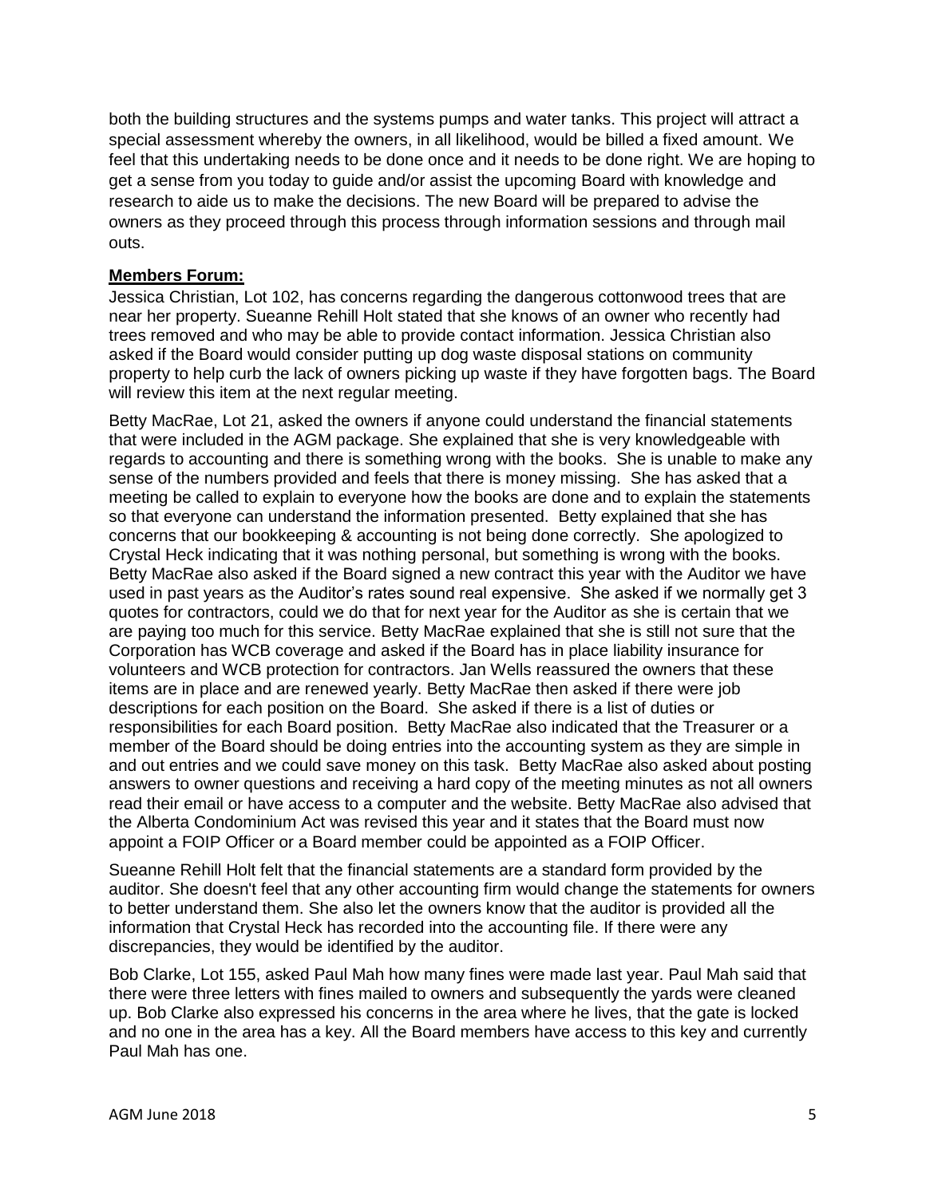both the building structures and the systems pumps and water tanks. This project will attract a special assessment whereby the owners, in all likelihood, would be billed a fixed amount. We feel that this undertaking needs to be done once and it needs to be done right. We are hoping to get a sense from you today to guide and/or assist the upcoming Board with knowledge and research to aide us to make the decisions. The new Board will be prepared to advise the owners as they proceed through this process through information sessions and through mail outs.

**Members Forum:**

Jessica Christian, Lot 102, has concerns regarding the dangerous cottonwood trees that are near her property. Sueanne Rehill Holt stated that she knows of an owner who recently had trees removed and who may be able to provide contact information. Jessica Christian also asked if the Board would consider putting up dog waste disposal stations on community property to help curb the lack of owners picking up waste if they have forgotten bags. The Board will review this item at the next regular meeting.

Betty MacRae, Lot 21, asked the owners if anyone could understand the financial statements that were included in the AGM package. She explained that she is very knowledgeable with regards to accounting and there is something wrong with the books. She is unable to make any sense of the numbers provided and feels that there is money missing. She has asked that a meeting be called to explain to everyone how the books are done and to explain the statements so that everyone can understand the information presented. Betty explained that she has concerns that our bookkeeping & accounting is not being done correctly. She apologized to Crystal Heck indicating that it was nothing personal, but something is wrong with the books. Betty MacRae also asked if the Board signed a new contract this year with the Auditor we have used in past years as the Auditor's rates sound real expensive. She asked if we normally get 3 quotes for contractors, could we do that for next year for the Auditor as she is certain that we are paying too much for this service. Betty MacRae explained that she is still not sure that the Corporation has WCB coverage and asked if the Board has in place liability insurance for volunteers and WCB protection for contractors. Jan Wells reassured the owners that these items are in place and are renewed yearly. Betty MacRae then asked if there were job descriptions for each position on the Board. She asked if there is a list of duties or responsibilities for each Board position. Betty MacRae also indicated that the Treasurer or a member of the Board should be doing entries into the accounting system as they are simple in and out entries and we could save money on this task. Betty MacRae also asked about posting answers to owner questions and receiving a hard copy of the meeting minutes as not all owners read their email or have access to a computer and the website. Betty MacRae also advised that the Alberta Condominium Act was revised this year and it states that the Board must now appoint a FOIP Officer or a Board member could be appointed as a FOIP Officer.

Sueanne Rehill Holt felt that the financial statements are a standard form provided by the auditor. She doesn't feel that any other accounting firm would change the statements for owners to better understand them. She also let the owners know that the auditor is provided all the information that Crystal Heck has recorded into the accounting file. If there were any discrepancies, they would be identified by the auditor.

Bob Clarke, Lot 155, asked Paul Mah how many fines were made last year. Paul Mah said that there were three letters with fines mailed to owners and subsequently the yards were cleaned up. Bob Clarke also expressed his concerns in the area where he lives, that the gate is locked and no one in the area has a key. All the Board members have access to this key and currently Paul Mah has one.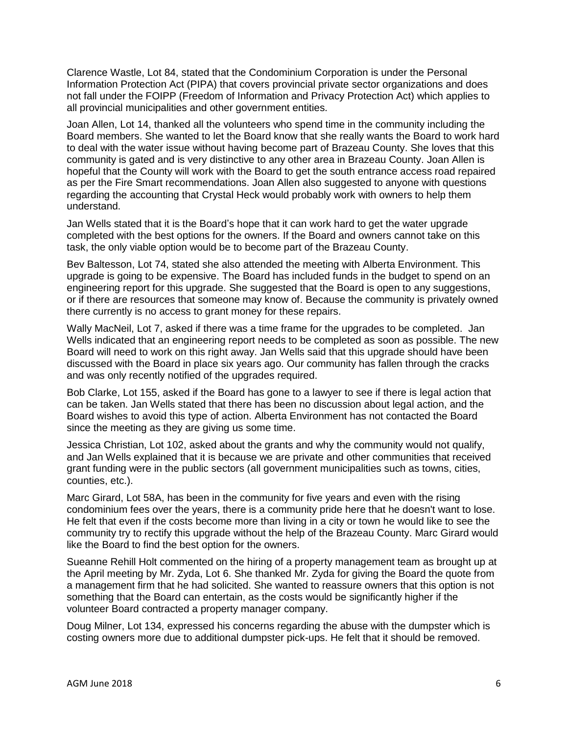Clarence Wastle, Lot 84, stated that the Condominium Corporation is under the Personal Information Protection Act (PIPA) that covers provincial private sector organizations and does not fall under the FOIPP (Freedom of Information and Privacy Protection Act) which applies to all provincial municipalities and other government entities.

Joan Allen, Lot 14, thanked all the volunteers who spend time in the community including the Board members. She wanted to let the Board know that she really wants the Board to work hard to deal with the water issue without having become part of Brazeau County. She loves that this community is gated and is very distinctive to any other area in Brazeau County. Joan Allen is hopeful that the County will work with the Board to get the south entrance access road repaired as per the Fire Smart recommendations. Joan Allen also suggested to anyone with questions regarding the accounting that Crystal Heck would probably work with owners to help them understand.

Jan Wells stated that it is the Board's hope that it can work hard to get the water upgrade completed with the best options for the owners. If the Board and owners cannot take on this task, the only viable option would be to become part of the Brazeau County.

Bev Baltesson, Lot 74, stated she also attended the meeting with Alberta Environment. This upgrade is going to be expensive. The Board has included funds in the budget to spend on an engineering report for this upgrade. She suggested that the Board is open to any suggestions, or if there are resources that someone may know of. Because the community is privately owned there currently is no access to grant money for these repairs.

Wally MacNeil, Lot 7, asked if there was a time frame for the upgrades to be completed. Jan Wells indicated that an engineering report needs to be completed as soon as possible. The new Board will need to work on this right away. Jan Wells said that this upgrade should have been discussed with the Board in place six years ago. Our community has fallen through the cracks and was only recently notified of the upgrades required.

Bob Clarke, Lot 155, asked if the Board has gone to a lawyer to see if there is legal action that can be taken. Jan Wells stated that there has been no discussion about legal action, and the Board wishes to avoid this type of action. Alberta Environment has not contacted the Board since the meeting as they are giving us some time.

Jessica Christian, Lot 102, asked about the grants and why the community would not qualify, and Jan Wells explained that it is because we are private and other communities that received grant funding were in the public sectors (all government municipalities such as towns, cities, counties, etc.).

Marc Girard, Lot 58A, has been in the community for five years and even with the rising condominium fees over the years, there is a community pride here that he doesn't want to lose. He felt that even if the costs become more than living in a city or town he would like to see the community try to rectify this upgrade without the help of the Brazeau County. Marc Girard would like the Board to find the best option for the owners.

Sueanne Rehill Holt commented on the hiring of a property management team as brought up at the April meeting by Mr. Zyda, Lot 6. She thanked Mr. Zyda for giving the Board the quote from a management firm that he had solicited. She wanted to reassure owners that this option is not something that the Board can entertain, as the costs would be significantly higher if the volunteer Board contracted a property manager company.

Doug Milner, Lot 134, expressed his concerns regarding the abuse with the dumpster which is costing owners more due to additional dumpster pick-ups. He felt that it should be removed.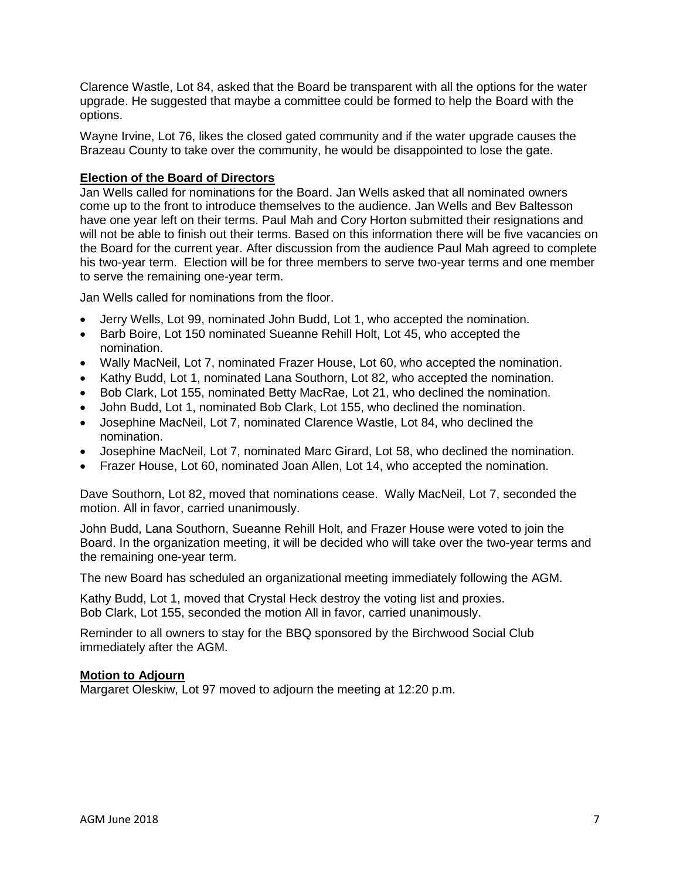Clarence Wastle, Lot 84, asked that the Board be transparent with all the options for the water upgrade. He suggested that maybe a committee could be formed to help the Board with the options.

Wayne Irvine, Lot 76, likes the closed gated community and if the water upgrade causes the Brazeau County to take over the community, he would be disappointed to lose the gate.

**Election of the Board of Directors**

Jan Wells called for nominations for the Board. Jan Wells asked that all nominated owners come up to the front to introduce themselves to the audience. Jan Wells and Bev Baltesson have one year left on their terms. Paul Mah and Cory Horton submitted their resignations and will not be able to finish out their terms. Based on this information there will be five vacancies on the Board for the current year. After discussion from the audience Paul Mah agreed to complete his two-year term. Election will be for three members to serve two-year terms and one member to serve the remaining one-year term.

Jan Wells called for nominations from the floor.

- Jerry Wells, Lot 99, nominated John Budd, Lot 1, who accepted the nomination.
- Barb Boire, Lot 150 nominated Sueanne Rehill Holt, Lot 45, who accepted the nomination.
- Wally MacNeil, Lot 7, nominated Frazer House, Lot 60, who accepted the nomination.
- Kathy Budd, Lot 1, nominated Lana Southorn, Lot 82, who accepted the nomination.
- Bob Clark, Lot 155, nominated Betty MacRae, Lot 21, who declined the nomination.
- John Budd, Lot 1, nominated Bob Clark, Lot 155, who declined the nomination.
- Josephine MacNeil, Lot 7, nominated Clarence Wastle, Lot 84, who declined the nomination.
- Josephine MacNeil, Lot 7, nominated Marc Girard, Lot 58, who declined the nomination.
- Frazer House, Lot 60, nominated Joan Allen, Lot 14, who accepted the nomination.

Dave Southorn, Lot 82, moved that nominations cease. Wally MacNeil, Lot 7, seconded the motion. All in favor, carried unanimously.

John Budd, Lana Southorn, Sueanne Rehill Holt, and Frazer House were voted to join the Board. In the organization meeting, it will be decided who will take over the two-year terms and the remaining one-year term.

The new Board has scheduled an organizational meeting immediately following the AGM.

Kathy Budd, Lot 1, moved that Crystal Heck destroy the voting list and proxies.
Bob Clark, Lot 155, seconded the motion All in favor, carried unanimously.

Reminder to all owners to stay for the BBQ sponsored by the Birchwood Social Club immediately after the AGM.

**Motion to Adjourn**

Margaret Oleskiw, Lot 97 moved to adjourn the meeting at 12:20 p.m.